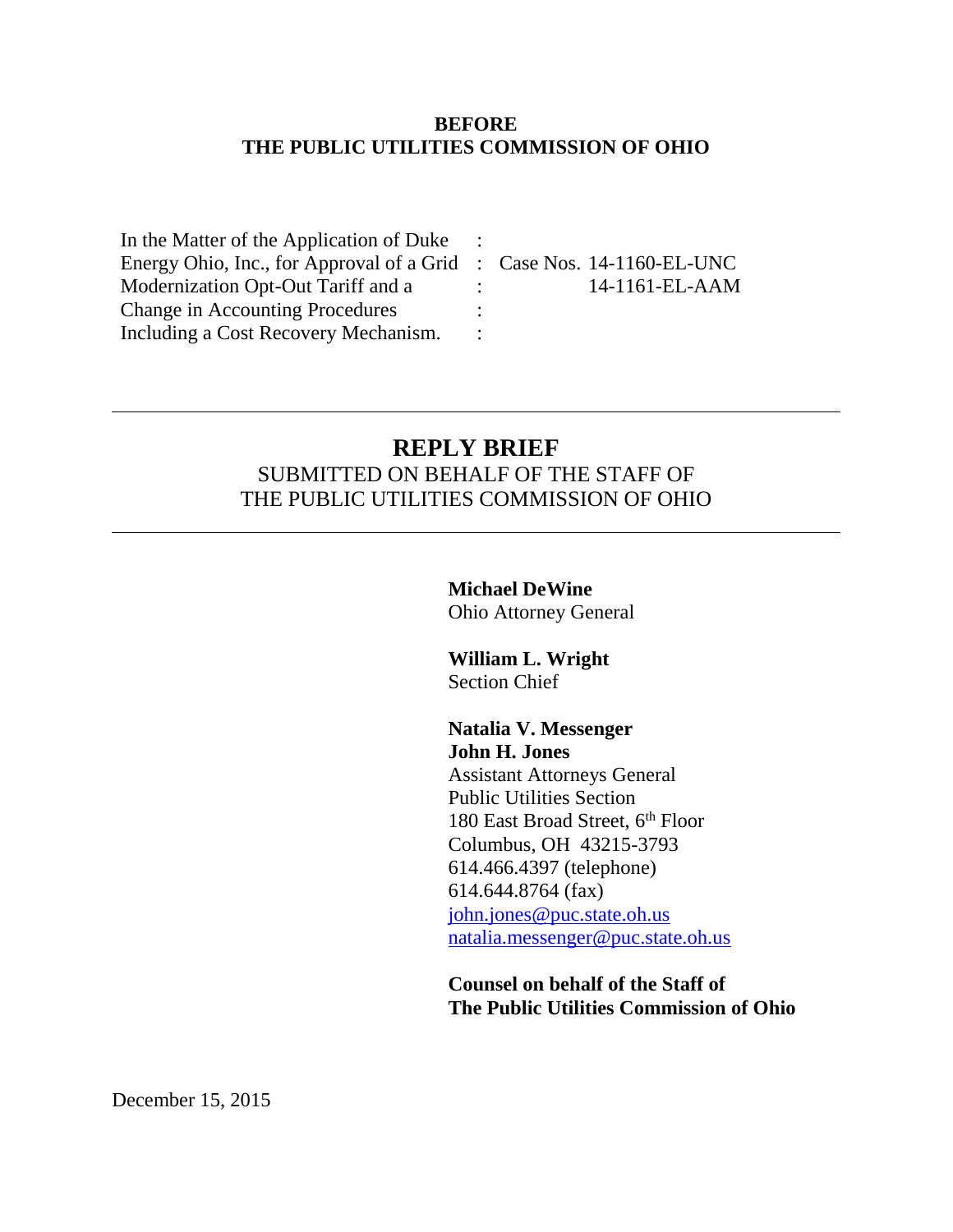**BEFORE**
**THE PUBLIC UTILITIES COMMISSION OF OHIO**

| | | |
|---|---|---|
| In the Matter of the Application of Duke | : | |
| Energy Ohio, Inc., for Approval of a Grid | : | Case Nos. 14-1160-EL-UNC |
| Modernization Opt-Out Tariff and a | : | 14-1161-EL-AAM |
| Change in Accounting Procedures | : | |
| Including a Cost Recovery Mechanism. | : | |

---

# REPLY BRIEF

SUBMITTED ON BEHALF OF THE STAFF OF
THE PUBLIC UTILITIES COMMISSION OF OHIO

---

**Michael DeWine**
Ohio Attorney General

**William L. Wright**
Section Chief

**Natalia V. Messenger**
**John H. Jones**
Assistant Attorneys General
Public Utilities Section
180 East Broad Street, 6th Floor
Columbus, OH 43215-3793
614.466.4397 (telephone)
614.644.8764 (fax)
john.jones@puc.state.oh.us
natalia.messenger@puc.state.oh.us

**Counsel on behalf of the Staff of**
**The Public Utilities Commission of Ohio**

December 15, 2015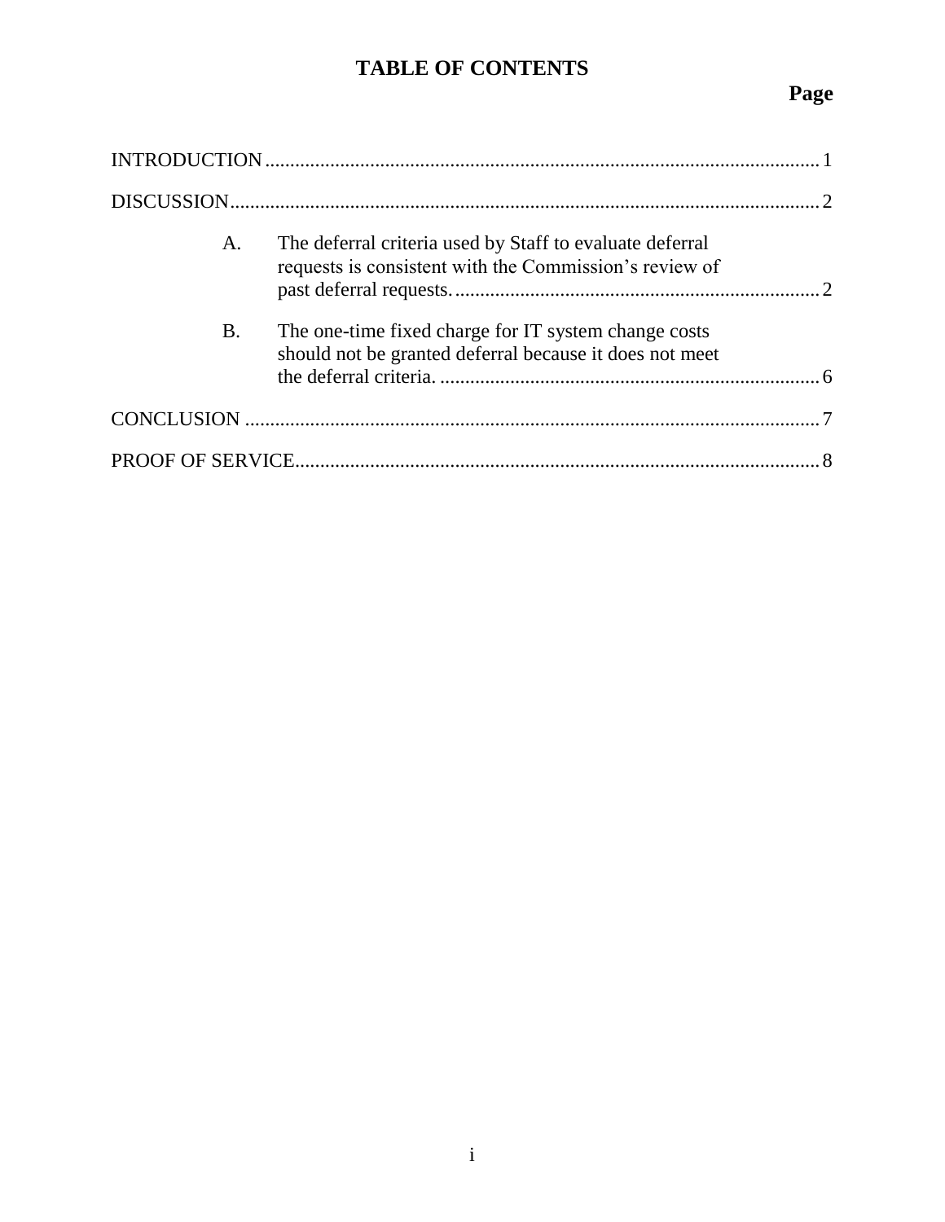# TABLE OF CONTENTS

**Page**

INTRODUCTION .......... 1

DISCUSSION .......... 2

A. The deferral criteria used by Staff to evaluate deferral requests is consistent with the Commission's review of past deferral requests. .......... 2

B. The one-time fixed charge for IT system change costs should not be granted deferral because it does not meet the deferral criteria. .......... 6

CONCLUSION .......... 7

PROOF OF SERVICE .......... 8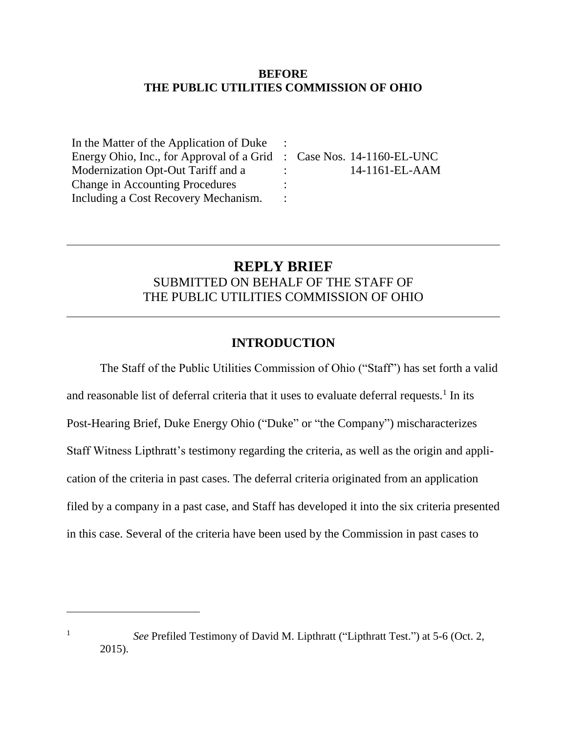**BEFORE**
**THE PUBLIC UTILITIES COMMISSION OF OHIO**

| | | |
|---|---|---|
| In the Matter of the Application of Duke Energy Ohio, Inc., for Approval of a Grid Modernization Opt-Out Tariff and a Change in Accounting Procedures Including a Cost Recovery Mechanism. | : | Case Nos. 14-1160-EL-UNC 14-1161-EL-AAM |

---

# REPLY BRIEF

SUBMITTED ON BEHALF OF THE STAFF OF THE PUBLIC UTILITIES COMMISSION OF OHIO

---

## INTRODUCTION

The Staff of the Public Utilities Commission of Ohio ("Staff") has set forth a valid and reasonable list of deferral criteria that it uses to evaluate deferral requests.[1] In its Post-Hearing Brief, Duke Energy Ohio ("Duke" or "the Company") mischaracterizes Staff Witness Lipthratt's testimony regarding the criteria, as well as the origin and application of the criteria in past cases. The deferral criteria originated from an application filed by a company in a past case, and Staff has developed it into the six criteria presented in this case. Several of the criteria have been used by the Commission in past cases to

---

[1] *See* Prefiled Testimony of David M. Lipthratt ("Lipthratt Test.") at 5-6 (Oct. 2, 2015).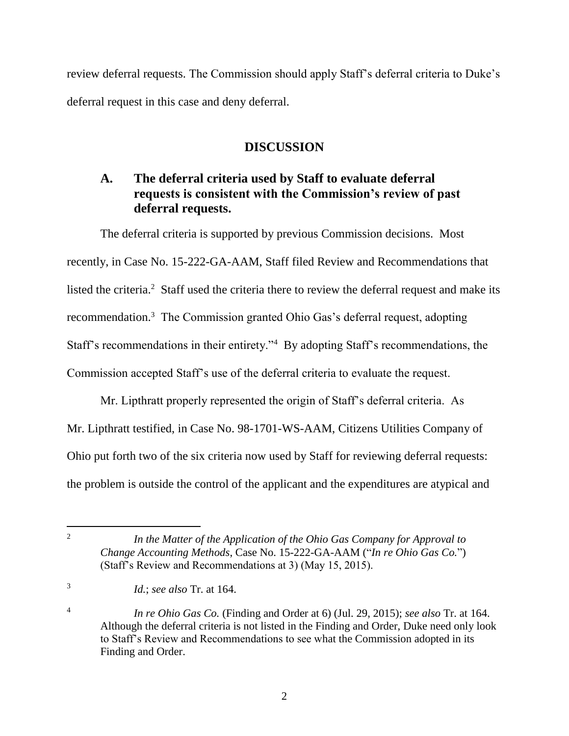review deferral requests. The Commission should apply Staff's deferral criteria to Duke's deferral request in this case and deny deferral.

## DISCUSSION

### A. The deferral criteria used by Staff to evaluate deferral requests is consistent with the Commission's review of past deferral requests.

The deferral criteria is supported by previous Commission decisions. Most recently, in Case No. 15-222-GA-AAM, Staff filed Review and Recommendations that listed the criteria.[2] Staff used the criteria there to review the deferral request and make its recommendation.[3] The Commission granted Ohio Gas's deferral request, adopting Staff's recommendations in their entirety."[4] By adopting Staff's recommendations, the Commission accepted Staff's use of the deferral criteria to evaluate the request.

Mr. Lipthratt properly represented the origin of Staff's deferral criteria. As Mr. Lipthratt testified, in Case No. 98-1701-WS-AAM, Citizens Utilities Company of Ohio put forth two of the six criteria now used by Staff for reviewing deferral requests: the problem is outside the control of the applicant and the expenditures are atypical and

---

[2] *In the Matter of the Application of the Ohio Gas Company for Approval to Change Accounting Methods*, Case No. 15-222-GA-AAM ("*In re Ohio Gas Co.*") (Staff's Review and Recommendations at 3) (May 15, 2015).

[3] *Id.*; *see also* Tr. at 164.

[4] *In re Ohio Gas Co.* (Finding and Order at 6) (Jul. 29, 2015); *see also* Tr. at 164. Although the deferral criteria is not listed in the Finding and Order, Duke need only look to Staff's Review and Recommendations to see what the Commission adopted in its Finding and Order.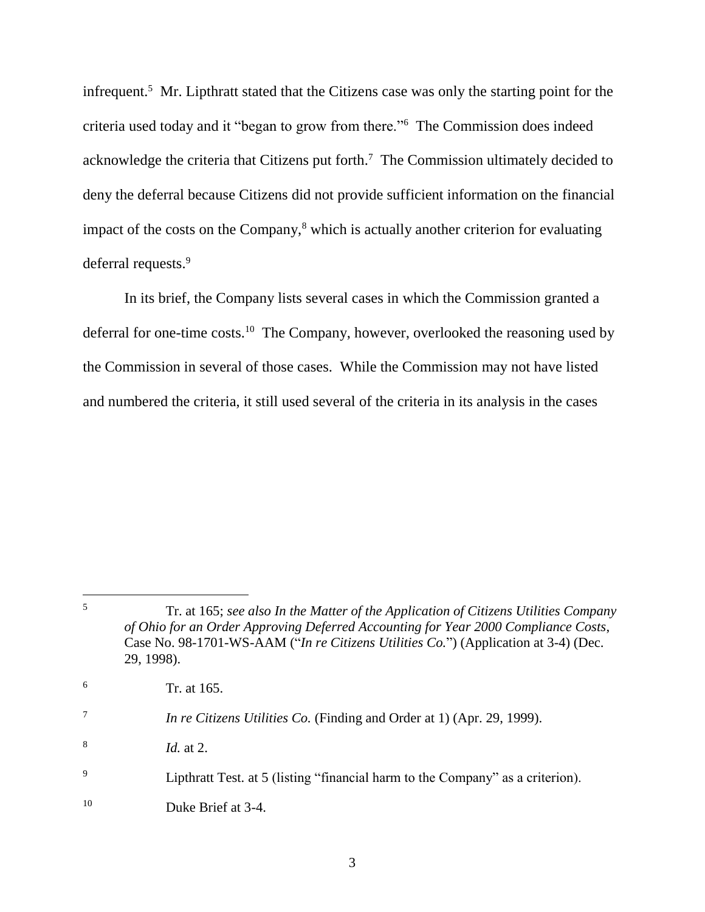infrequent.[5] Mr. Lipthratt stated that the Citizens case was only the starting point for the criteria used today and it "began to grow from there."[6] The Commission does indeed acknowledge the criteria that Citizens put forth.[7] The Commission ultimately decided to deny the deferral because Citizens did not provide sufficient information on the financial impact of the costs on the Company,[8] which is actually another criterion for evaluating deferral requests.[9]

In its brief, the Company lists several cases in which the Commission granted a deferral for one-time costs.[10] The Company, however, overlooked the reasoning used by the Commission in several of those cases. While the Commission may not have listed and numbered the criteria, it still used several of the criteria in its analysis in the cases

---

[5] Tr. at 165; *see also In the Matter of the Application of Citizens Utilities Company of Ohio for an Order Approving Deferred Accounting for Year 2000 Compliance Costs*, Case No. 98-1701-WS-AAM ("*In re Citizens Utilities Co.*") (Application at 3-4) (Dec. 29, 1998).

[6] Tr. at 165.

[7] *In re Citizens Utilities Co.* (Finding and Order at 1) (Apr. 29, 1999).

[8] *Id.* at 2.

[9] Lipthratt Test. at 5 (listing "financial harm to the Company" as a criterion).

[10] Duke Brief at 3-4.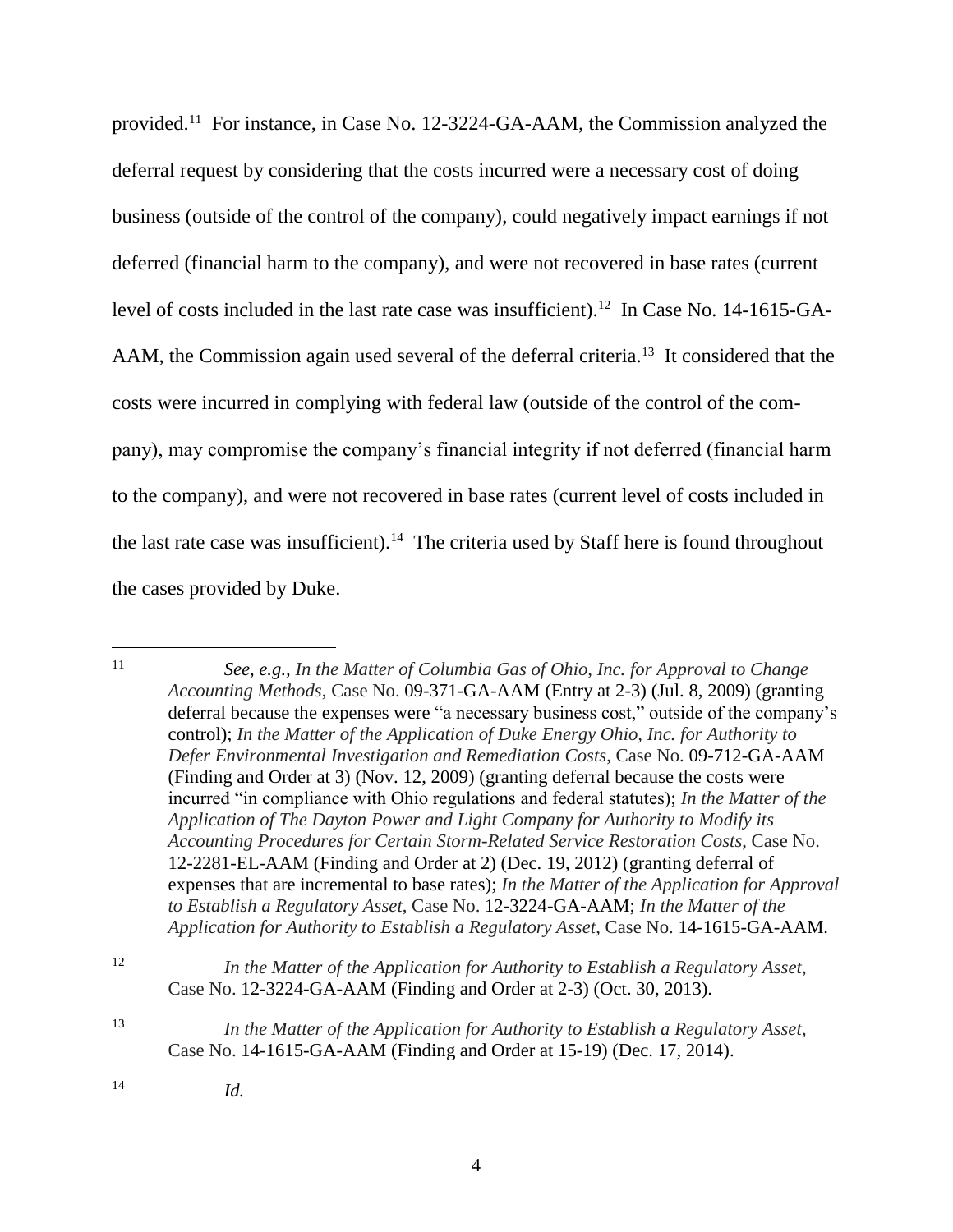provided.[11] For instance, in Case No. 12-3224-GA-AAM, the Commission analyzed the deferral request by considering that the costs incurred were a necessary cost of doing business (outside of the control of the company), could negatively impact earnings if not deferred (financial harm to the company), and were not recovered in base rates (current level of costs included in the last rate case was insufficient).[12] In Case No. 14-1615-GA-AAM, the Commission again used several of the deferral criteria.[13] It considered that the costs were incurred in complying with federal law (outside of the control of the company), may compromise the company's financial integrity if not deferred (financial harm to the company), and were not recovered in base rates (current level of costs included in the last rate case was insufficient).[14] The criteria used by Staff here is found throughout the cases provided by Duke.

---

[11] *See*, *e.g.*, *In the Matter of Columbia Gas of Ohio, Inc. for Approval to Change Accounting Methods*, Case No. 09-371-GA-AAM (Entry at 2-3) (Jul. 8, 2009) (granting deferral because the expenses were "a necessary business cost," outside of the company's control); *In the Matter of the Application of Duke Energy Ohio, Inc. for Authority to Defer Environmental Investigation and Remediation Costs*, Case No. 09-712-GA-AAM (Finding and Order at 3) (Nov. 12, 2009) (granting deferral because the costs were incurred "in compliance with Ohio regulations and federal statutes); *In the Matter of the Application of The Dayton Power and Light Company for Authority to Modify its Accounting Procedures for Certain Storm-Related Service Restoration Costs*, Case No. 12-2281-EL-AAM (Finding and Order at 2) (Dec. 19, 2012) (granting deferral of expenses that are incremental to base rates); *In the Matter of the Application for Approval to Establish a Regulatory Asset*, Case No. 12-3224-GA-AAM; *In the Matter of the Application for Authority to Establish a Regulatory Asset*, Case No. 14-1615-GA-AAM.

[12] *In the Matter of the Application for Authority to Establish a Regulatory Asset*, Case No. 12-3224-GA-AAM (Finding and Order at 2-3) (Oct. 30, 2013).

[13] *In the Matter of the Application for Authority to Establish a Regulatory Asset*, Case No. 14-1615-GA-AAM (Finding and Order at 15-19) (Dec. 17, 2014).

[14] *Id.*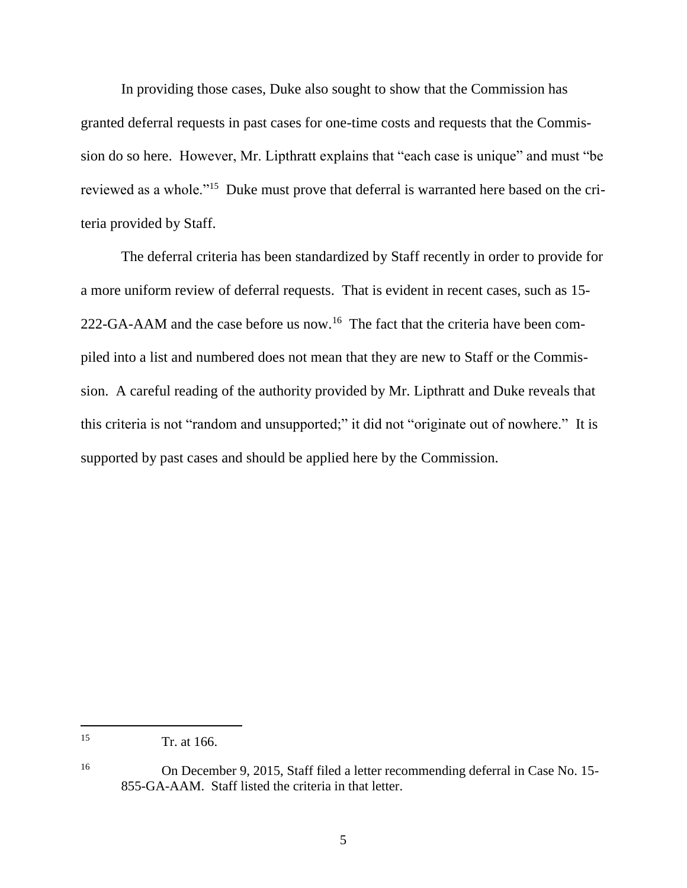In providing those cases, Duke also sought to show that the Commission has granted deferral requests in past cases for one-time costs and requests that the Commission do so here. However, Mr. Lipthratt explains that "each case is unique" and must "be reviewed as a whole."[15] Duke must prove that deferral is warranted here based on the criteria provided by Staff.

The deferral criteria has been standardized by Staff recently in order to provide for a more uniform review of deferral requests. That is evident in recent cases, such as 15-222-GA-AAM and the case before us now.[16] The fact that the criteria have been compiled into a list and numbered does not mean that they are new to Staff or the Commission. A careful reading of the authority provided by Mr. Lipthratt and Duke reveals that this criteria is not "random and unsupported;" it did not "originate out of nowhere." It is supported by past cases and should be applied here by the Commission.

---

[15] Tr. at 166.

[16] On December 9, 2015, Staff filed a letter recommending deferral in Case No. 15-855-GA-AAM. Staff listed the criteria in that letter.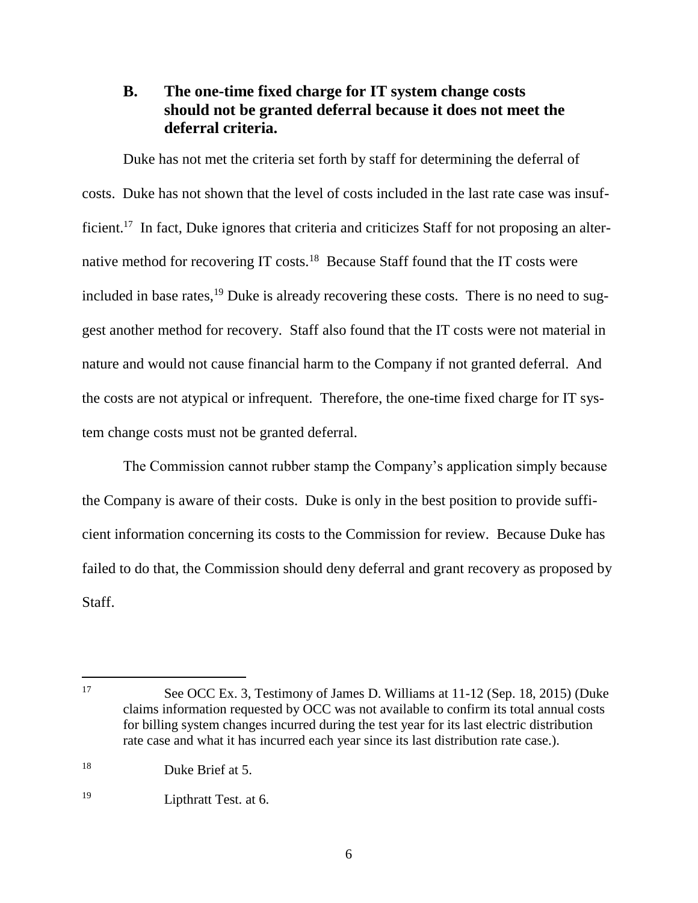### B. The one-time fixed charge for IT system change costs should not be granted deferral because it does not meet the deferral criteria.

Duke has not met the criteria set forth by staff for determining the deferral of costs. Duke has not shown that the level of costs included in the last rate case was insufficient.[17] In fact, Duke ignores that criteria and criticizes Staff for not proposing an alternative method for recovering IT costs.[18] Because Staff found that the IT costs were included in base rates,[19] Duke is already recovering these costs. There is no need to suggest another method for recovery. Staff also found that the IT costs were not material in nature and would not cause financial harm to the Company if not granted deferral. And the costs are not atypical or infrequent. Therefore, the one-time fixed charge for IT system change costs must not be granted deferral.

The Commission cannot rubber stamp the Company's application simply because the Company is aware of their costs. Duke is only in the best position to provide sufficient information concerning its costs to the Commission for review. Because Duke has failed to do that, the Commission should deny deferral and grant recovery as proposed by Staff.

---

[17] See OCC Ex. 3, Testimony of James D. Williams at 11-12 (Sep. 18, 2015) (Duke claims information requested by OCC was not available to confirm its total annual costs for billing system changes incurred during the test year for its last electric distribution rate case and what it has incurred each year since its last distribution rate case.).

[18] Duke Brief at 5.

[19] Lipthratt Test. at 6.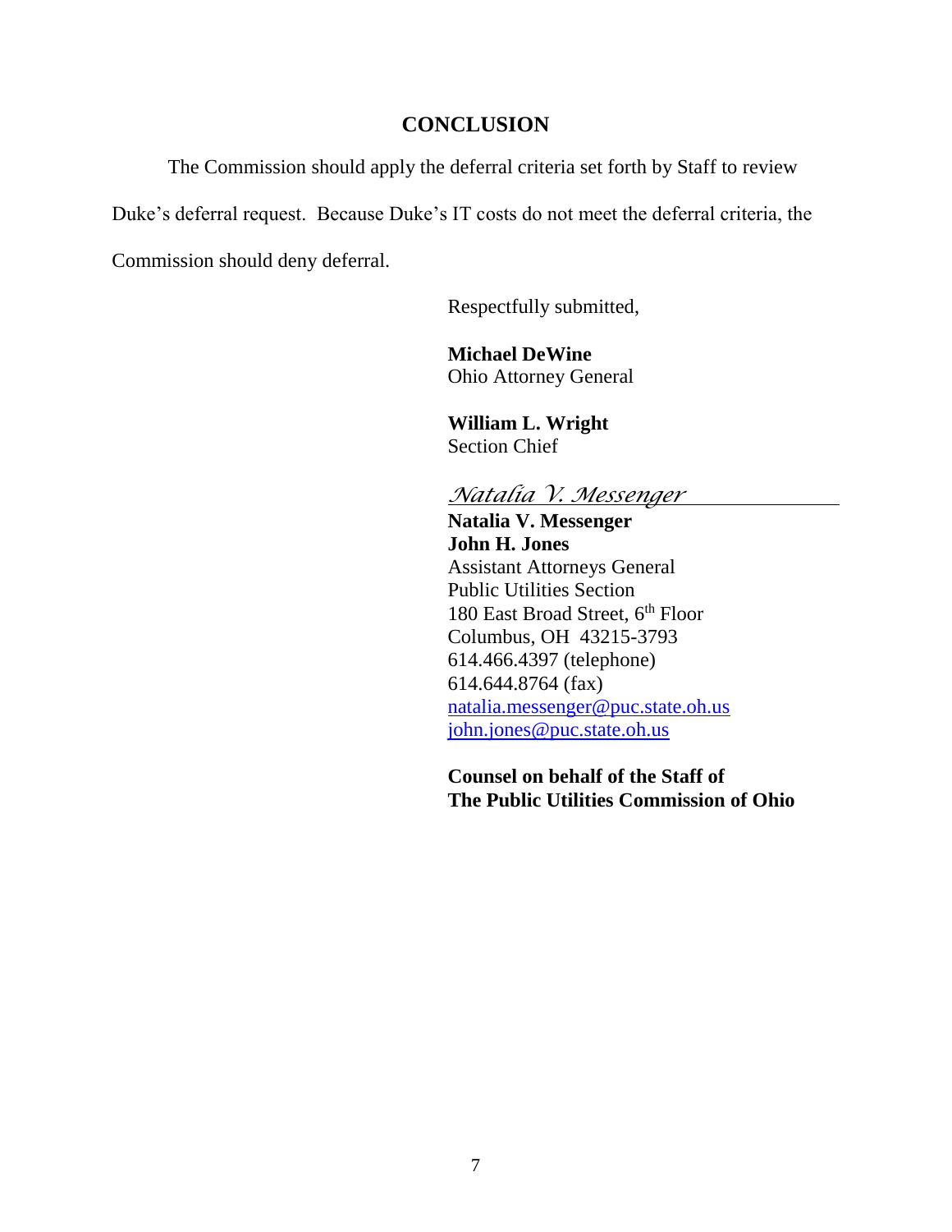## CONCLUSION

The Commission should apply the deferral criteria set forth by Staff to review Duke's deferral request. Because Duke's IT costs do not meet the deferral criteria, the Commission should deny deferral.

Respectfully submitted,

**Michael DeWine**
Ohio Attorney General

**William L. Wright**
Section Chief

*Natalia V. Messenger*

**Natalia V. Messenger**
**John H. Jones**
Assistant Attorneys General
Public Utilities Section
180 East Broad Street, 6th Floor
Columbus, OH 43215-3793
614.466.4397 (telephone)
614.644.8764 (fax)
natalia.messenger@puc.state.oh.us
john.jones@puc.state.oh.us

**Counsel on behalf of the Staff of**
**The Public Utilities Commission of Ohio**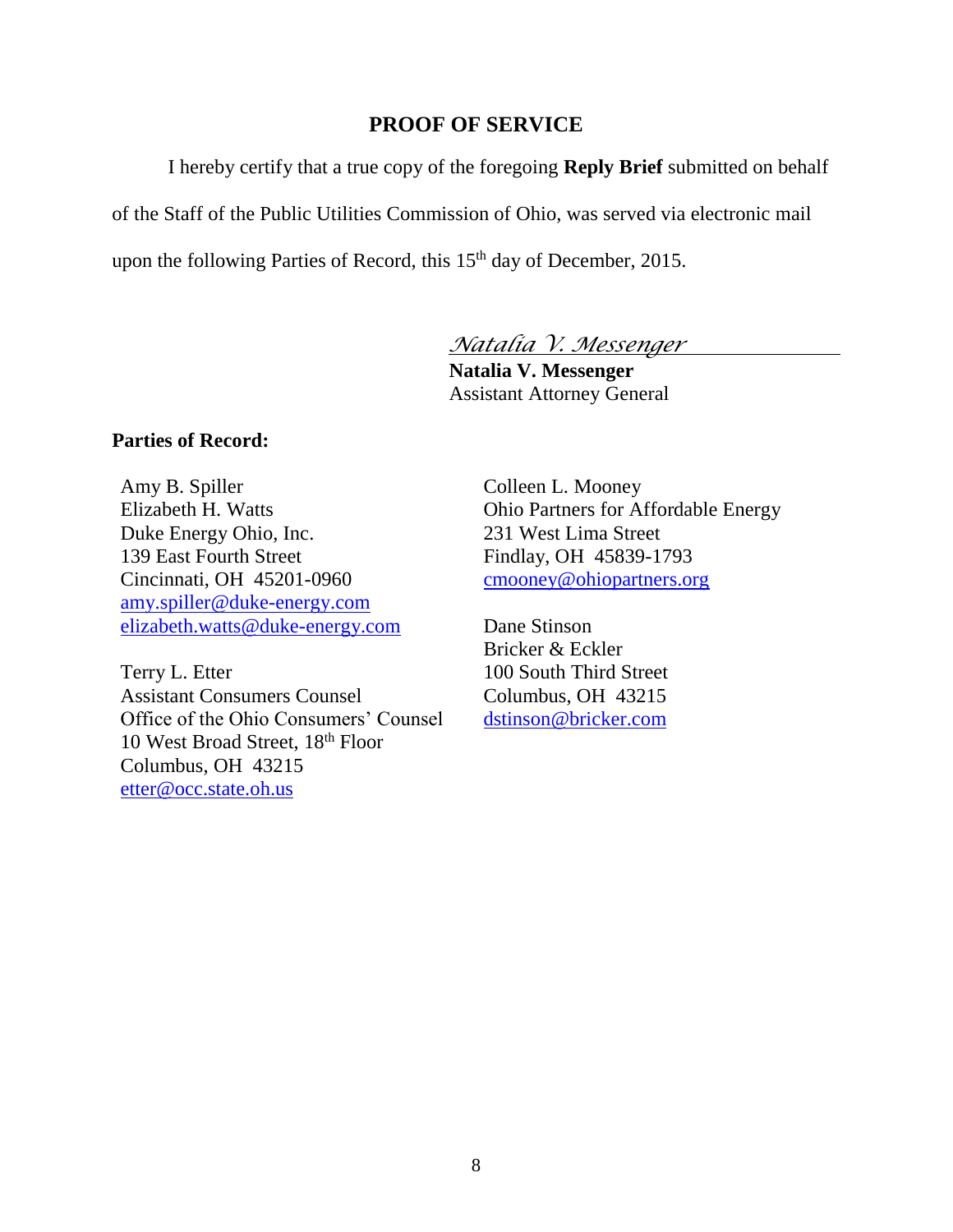## PROOF OF SERVICE

I hereby certify that a true copy of the foregoing **Reply Brief** submitted on behalf of the Staff of the Public Utilities Commission of Ohio, was served via electronic mail upon the following Parties of Record, this 15th day of December, 2015.

*Natalia V. Messenger*
**Natalia V. Messenger**
Assistant Attorney General

**Parties of Record:**

Amy B. Spiller
Elizabeth H. Watts
Duke Energy Ohio, Inc.
139 East Fourth Street
Cincinnati, OH 45201-0960
amy.spiller@duke-energy.com
elizabeth.watts@duke-energy.com

Terry L. Etter
Assistant Consumers Counsel
Office of the Ohio Consumers' Counsel
10 West Broad Street, 18th Floor
Columbus, OH 43215
etter@occ.state.oh.us

Colleen L. Mooney
Ohio Partners for Affordable Energy
231 West Lima Street
Findlay, OH 45839-1793
cmooney@ohiopartners.org

Dane Stinson
Bricker & Eckler
100 South Third Street
Columbus, OH 43215
dstinson@bricker.com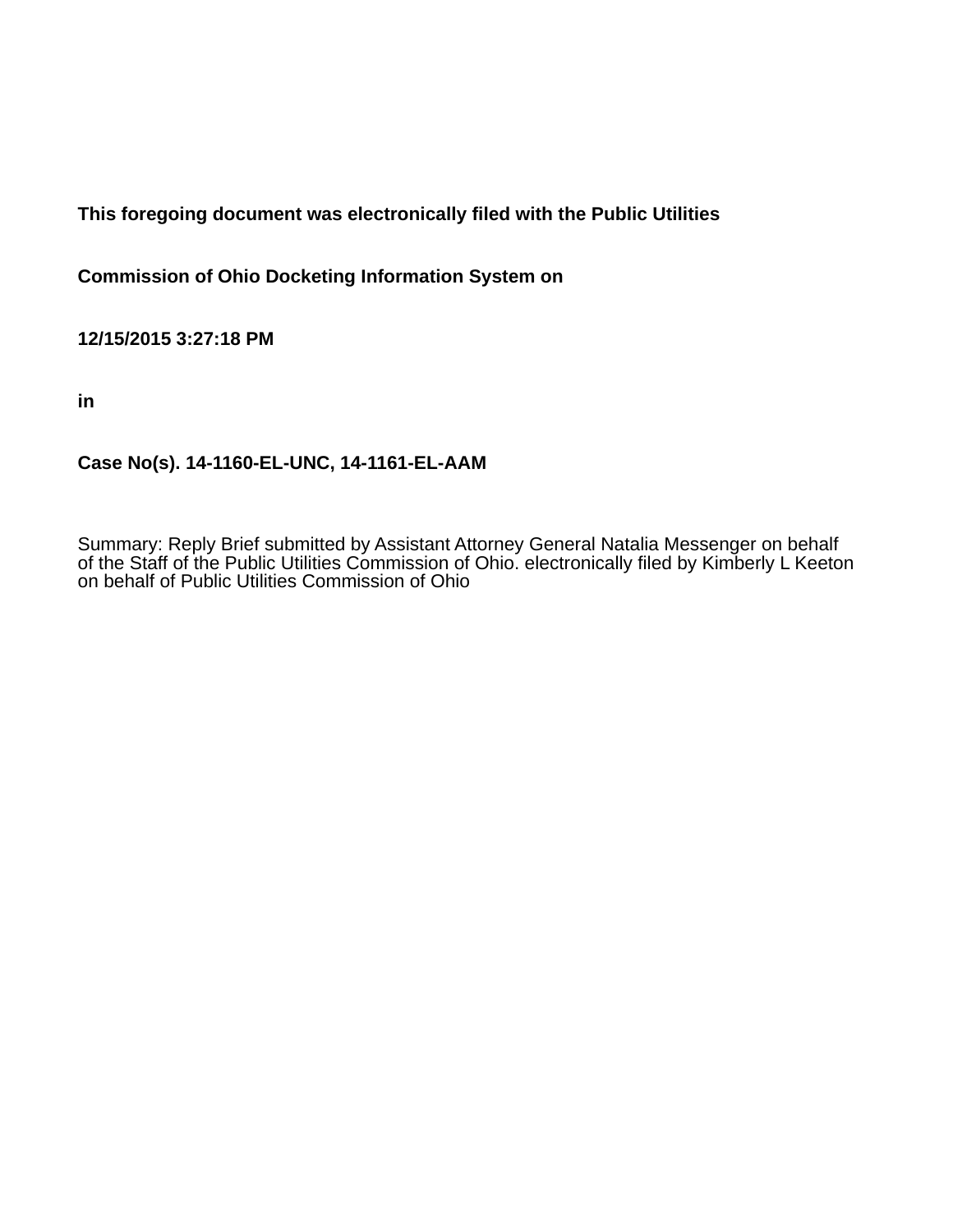**This foregoing document was electronically filed with the Public Utilities**

**Commission of Ohio Docketing Information System on**

**12/15/2015 3:27:18 PM**

**in**

**Case No(s). 14-1160-EL-UNC, 14-1161-EL-AAM**

Summary: Reply Brief submitted by Assistant Attorney General Natalia Messenger on behalf of the Staff of the Public Utilities Commission of Ohio. electronically filed by Kimberly L Keeton on behalf of Public Utilities Commission of Ohio